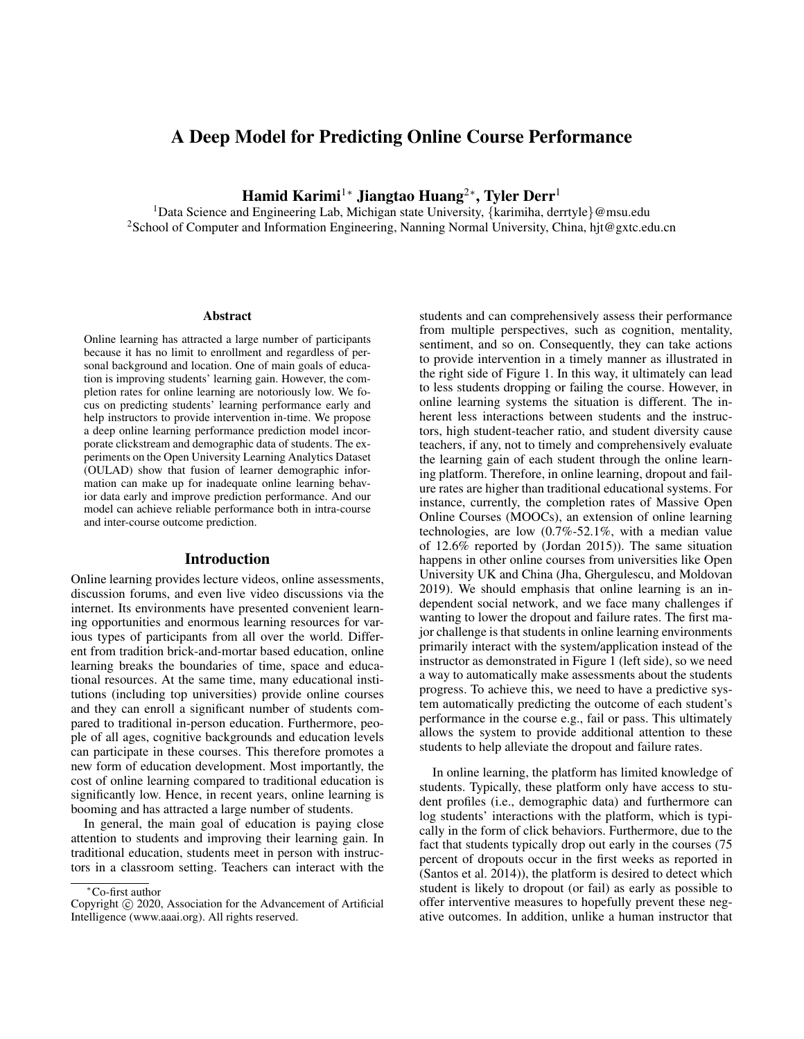# A Deep Model for Predicting Online Course Performance

**Hamid Karimi[1*] Jiangtao Huang[2*], Tyler Derr[1]**

[1]Data Science and Engineering Lab, Michigan state University, {karimiha, derrtyle}@msu.edu
[2]School of Computer and Information Engineering, Nanning Normal University, China, hjt@gxtc.edu.cn

## Abstract

Online learning has attracted a large number of participants because it has no limit to enrollment and regardless of personal background and location. One of main goals of education is improving students' learning gain. However, the completion rates for online learning are notoriously low. We focus on predicting students' learning performance early and help instructors to provide intervention in-time. We propose a deep online learning performance prediction model incorporate clickstream and demographic data of students. The experiments on the Open University Learning Analytics Dataset (OULAD) show that fusion of learner demographic information can make up for inadequate online learning behavior data early and improve prediction performance. And our model can achieve reliable performance both in intra-course and inter-course outcome prediction.

## Introduction

Online learning provides lecture videos, online assessments, discussion forums, and even live video discussions via the internet. Its environments have presented convenient learning opportunities and enormous learning resources for various types of participants from all over the world. Different from tradition brick-and-mortar based education, online learning breaks the boundaries of time, space and educational resources. At the same time, many educational institutions (including top universities) provide online courses and they can enroll a significant number of students compared to traditional in-person education. Furthermore, people of all ages, cognitive backgrounds and education levels can participate in these courses. This therefore promotes a new form of education development. Most importantly, the cost of online learning compared to traditional education is significantly low. Hence, in recent years, online learning is booming and has attracted a large number of students.

In general, the main goal of education is paying close attention to students and improving their learning gain. In traditional education, students meet in person with instructors in a classroom setting. Teachers can interact with the students and can comprehensively assess their performance from multiple perspectives, such as cognition, mentality, sentiment, and so on. Consequently, they can take actions to provide intervention in a timely manner as illustrated in the right side of Figure 1. In this way, it ultimately can lead to less students dropping or failing the course. However, in online learning systems the situation is different. The inherent less interactions between students and the instructors, high student-teacher ratio, and student diversity cause teachers, if any, not to timely and comprehensively evaluate the learning gain of each student through the online learning platform. Therefore, in online learning, dropout and failure rates are higher than traditional educational systems. For instance, currently, the completion rates of Massive Open Online Courses (MOOCs), an extension of online learning technologies, are low (0.7%-52.1%, with a median value of 12.6% reported by (Jordan 2015)). The same situation happens in other online courses from universities like Open University UK and China (Jha, Ghergulescu, and Moldovan 2019). We should emphasis that online learning is an independent social network, and we face many challenges if wanting to lower the dropout and failure rates. The first major challenge is that students in online learning environments primarily interact with the system/application instead of the instructor as demonstrated in Figure 1 (left side), so we need a way to automatically make assessments about the students progress. To achieve this, we need to have a predictive system automatically predicting the outcome of each student's performance in the course e.g., fail or pass. This ultimately allows the system to provide additional attention to these students to help alleviate the dropout and failure rates.

In online learning, the platform has limited knowledge of students. Typically, these platform only have access to student profiles (i.e., demographic data) and furthermore can log students' interactions with the platform, which is typically in the form of click behaviors. Furthermore, due to the fact that students typically drop out early in the courses (75 percent of dropouts occur in the first weeks as reported in (Santos et al. 2014)), the platform is desired to detect which student is likely to dropout (or fail) as early as possible to offer interventive measures to hopefully prevent these negative outcomes. In addition, unlike a human instructor that

*Co-first author

Copyright © 2020, Association for the Advancement of Artificial Intelligence (www.aaai.org). All rights reserved.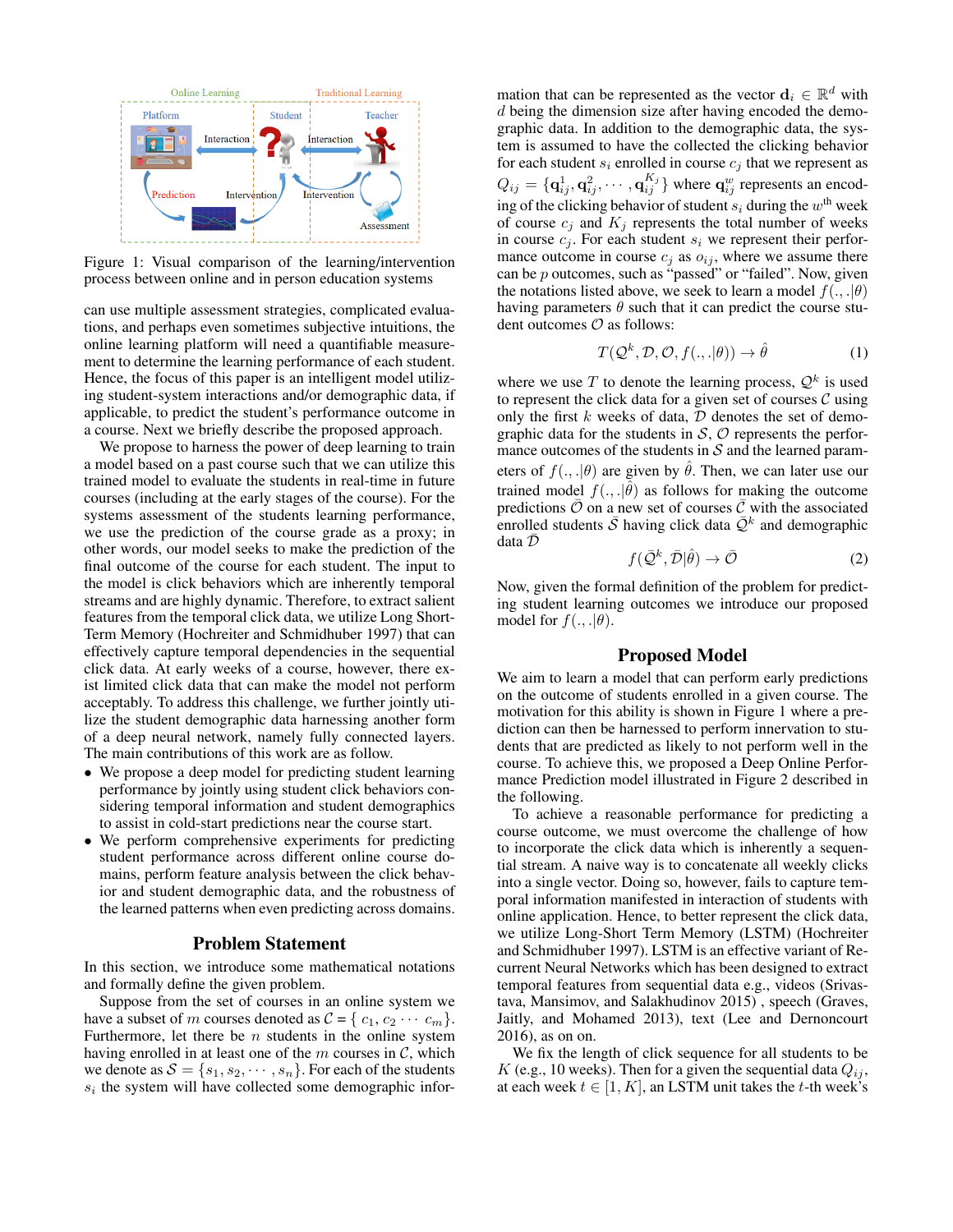Figure 1: Visual comparison of the learning/intervention process between online and in person education systems

can use multiple assessment strategies, complicated evaluations, and perhaps even sometimes subjective intuitions, the online learning platform will need a quantifiable measurement to determine the learning performance of each student. Hence, the focus of this paper is an intelligent model utilizing student-system interactions and/or demographic data, if applicable, to predict the student's performance outcome in a course. Next we briefly describe the proposed approach.

We propose to harness the power of deep learning to train a model based on a past course such that we can utilize this trained model to evaluate the students in real-time in future courses (including at the early stages of the course). For the systems assessment of the students learning performance, we use the prediction of the course grade as a proxy; in other words, our model seeks to make the prediction of the final outcome of the course for each student. The input to the model is click behaviors which are inherently temporal streams and are highly dynamic. Therefore, to extract salient features from the temporal click data, we utilize Long Short-Term Memory (Hochreiter and Schmidhuber 1997) that can effectively capture temporal dependencies in the sequential click data. At early weeks of a course, however, there exist limited click data that can make the model not perform acceptably. To address this challenge, we further jointly utilize the student demographic data harnessing another form of a deep neural network, namely fully connected layers. The main contributions of this work are as follow.

- We propose a deep model for predicting student learning performance by jointly using student click behaviors considering temporal information and student demographics to assist in cold-start predictions near the course start.
- We perform comprehensive experiments for predicting student performance across different online course domains, perform feature analysis between the click behavior and student demographic data, and the robustness of the learned patterns when even predicting across domains.

## Problem Statement

In this section, we introduce some mathematical notations and formally define the given problem.

Suppose from the set of courses in an online system we have a subset of $m$ courses denoted as $\mathcal{C} = \{ c_1, c_2 \cdots c_m \}$. Furthermore, let there be $n$ students in the online system having enrolled in at least one of the $m$ courses in $\mathcal{C}$, which we denote as $\mathcal{S} = \{s_1, s_2, \cdots, s_n\}$. For each of the students $s_i$ the system will have collected some demographic information that can be represented as the vector $\mathbf{d}_i \in \mathbb{R}^d$ with $d$ being the dimension size after having encoded the demographic data. In addition to the demographic data, the system is assumed to have the collected the clicking behavior for each student $s_i$ enrolled in course $c_j$ that we represent as $Q_{ij} = \{\mathbf{q}_{ij}^1, \mathbf{q}_{ij}^2, \cdots, \mathbf{q}_{ij}^{K_j}\}$ where $\mathbf{q}_{ij}^w$ represents an encoding of the clicking behavior of student $s_i$ during the $w^{\text{th}}$ week of course $c_j$ and $K_j$ represents the total number of weeks in course $c_j$. For each student $s_i$ we represent their performance outcome in course $c_j$ as $o_{ij}$, where we assume there can be $p$ outcomes, such as "passed" or "failed". Now, given the notations listed above, we seek to learn a model $f(.,.|\theta)$ having parameters $\theta$ such that it can predict the course student outcomes $\mathcal{O}$ as follows:

$$T(\mathcal{Q}^k, \mathcal{D}, \mathcal{O}, f(.,.|\theta)) \rightarrow \hat{\theta} \tag{1}$$

where we use $T$ to denote the learning process, $\mathcal{Q}^k$ is used to represent the click data for a given set of courses $\mathcal{C}$ using only the first $k$ weeks of data, $\mathcal{D}$ denotes the set of demographic data for the students in $\mathcal{S}$, $\mathcal{O}$ represents the performance outcomes of the students in $\mathcal{S}$ and the learned parameters of $f(.,.|\theta)$ are given by $\hat{\theta}$. Then, we can later use our trained model $f(.,.|\hat{\theta})$ as follows for making the outcome predictions $\bar{\mathcal{O}}$ on a new set of courses $\bar{\mathcal{C}}$ with the associated enrolled students $\bar{\mathcal{S}}$ having click data $\bar{\mathcal{Q}}^k$ and demographic data $\bar{\mathcal{D}}$

$$f(\bar{\mathcal{Q}}^k, \bar{\mathcal{D}}|\hat{\theta}) \rightarrow \bar{\mathcal{O}} \tag{2}$$

Now, given the formal definition of the problem for predicting student learning outcomes we introduce our proposed model for $f(.,.|\theta)$.

## Proposed Model

We aim to learn a model that can perform early predictions on the outcome of students enrolled in a given course. The motivation for this ability is shown in Figure 1 where a prediction can then be harnessed to perform innervation to students that are predicted as likely to not perform well in the course. To achieve this, we proposed a Deep Online Performance Prediction model illustrated in Figure 2 described in the following.

To achieve a reasonable performance for predicting a course outcome, we must overcome the challenge of how to incorporate the click data which is inherently a sequential stream. A naive way is to concatenate all weekly clicks into a single vector. Doing so, however, fails to capture temporal information manifested in interaction of students with online application. Hence, to better represent the click data, we utilize Long-Short Term Memory (LSTM) (Hochreiter and Schmidhuber 1997). LSTM is an effective variant of Recurrent Neural Networks which has been designed to extract temporal features from sequential data e.g., videos (Srivastava, Mansimov, and Salakhudinov 2015) , speech (Graves, Jaitly, and Mohamed 2013), text (Lee and Dernoncourt 2016), as on on.

We fix the length of click sequence for all students to be $K$ (e.g., 10 weeks). Then for a given the sequential data $Q_{ij}$, at each week $t \in [1, K]$, an LSTM unit takes the $t$-th week's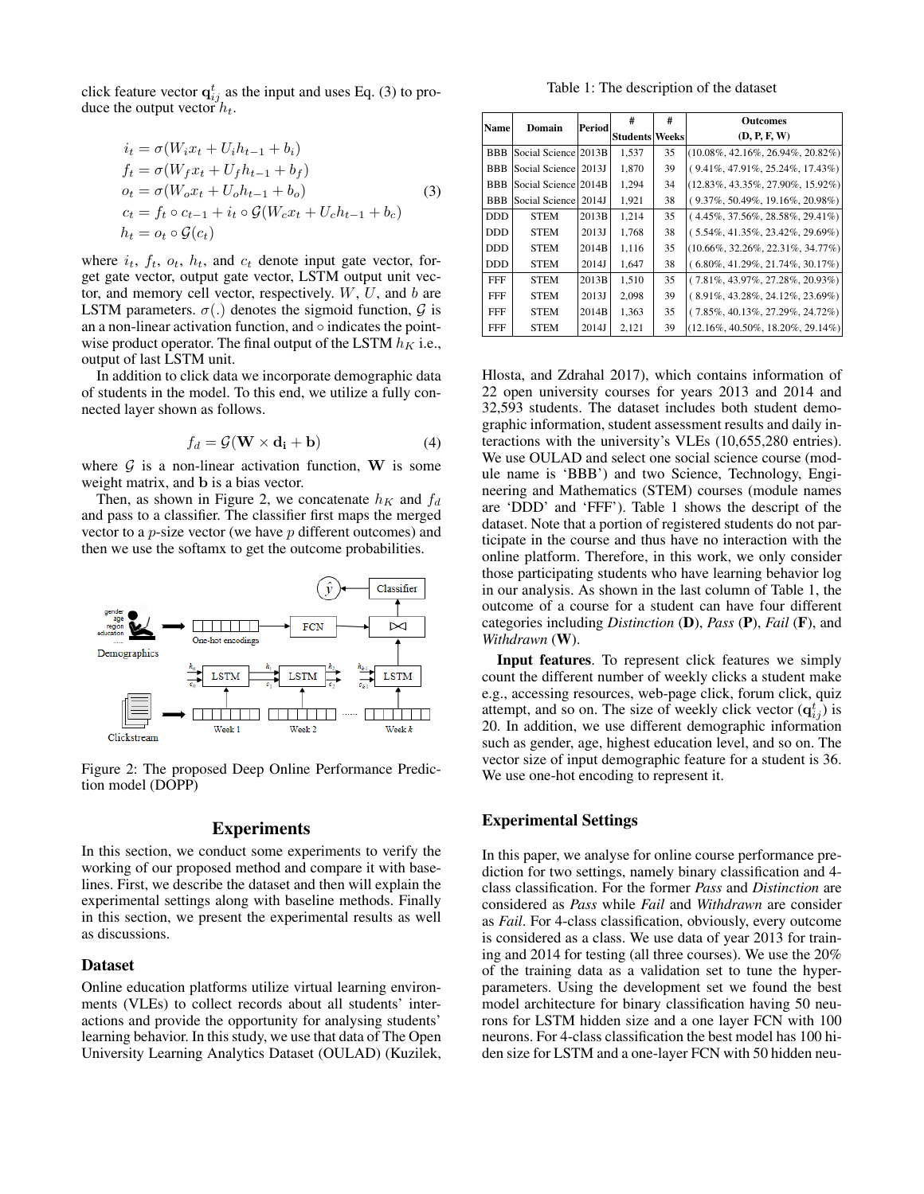click feature vector $\mathbf{q}_{ij}^t$ as the input and uses Eq. (3) to produce the output vector $h_t$.

$$
\begin{aligned}
i_t &= \sigma(W_i x_t + U_i h_{t-1} + b_i) \\
f_t &= \sigma(W_f x_t + U_f h_{t-1} + b_f) \\
o_t &= \sigma(W_o x_t + U_o h_{t-1} + b_o) \\
c_t &= f_t \circ c_{t-1} + i_t \circ \mathcal{G}(W_c x_t + U_c h_{t-1} + b_c) \\
h_t &= o_t \circ \mathcal{G}(c_t)
\end{aligned} \tag{3}
$$

where $i_t$, $f_t$, $o_t$, $h_t$, and $c_t$ denote input gate vector, forget gate vector, output gate vector, LSTM output unit vector, and memory cell vector, respectively. $W$, $U$, and $b$ are LSTM parameters. $\sigma(.)$ denotes the sigmoid function, $\mathcal{G}$ is an a non-linear activation function, and $\circ$ indicates the pointwise product operator. The final output of the LSTM $h_K$ i.e., output of last LSTM unit.

In addition to click data we incorporate demographic data of students in the model. To this end, we utilize a fully connected layer shown as follows.

$$
f_d = \mathcal{G}(\mathbf{W} \times \mathbf{d_i} + \mathbf{b}) \tag{4}
$$

where $\mathcal{G}$ is a non-linear activation function, $\mathbf{W}$ is some weight matrix, and $\mathbf{b}$ is a bias vector.

Then, as shown in Figure 2, we concatenate $h_K$ and $f_d$ and pass to a classifier. The classifier first maps the merged vector to a $p$-size vector (we have $p$ different outcomes) and then we use the softamx to get the outcome probabilities.

Figure 2: The proposed Deep Online Performance Prediction model (DOPP)

## Experiments

In this section, we conduct some experiments to verify the working of our proposed method and compare it with baselines. First, we describe the dataset and then will explain the experimental settings along with baseline methods. Finally in this section, we present the experimental results as well as discussions.

### Dataset

Online education platforms utilize virtual learning environments (VLEs) to collect records about all students' interactions and provide the opportunity for analysing students' learning behavior. In this study, we use that data of The Open University Learning Analytics Dataset (OULAD) (Kuzilek, Hlosta, and Zdrahal 2017), which contains information of 22 open university courses for years 2013 and 2014 and 32,593 students. The dataset includes both student demographic information, student assessment results and daily interactions with the university's VLEs (10,655,280 entries). We use OULAD and select one social science course (module name is 'BBB') and two Science, Technology, Engineering and Mathematics (STEM) courses (module names are 'DDD' and 'FFF'). Table 1 shows the descript of the dataset. Note that a portion of registered students do not participate in the course and thus have no interaction with the online platform. Therefore, in this work, we only consider those participating students who have learning behavior log in our analysis. As shown in the last column of Table 1, the outcome of a course for a student can have four different categories including *Distinction* (**D**), *Pass* (**P**), *Fail* (**F**), and *Withdrawn* (**W**).

Table 1: The description of the dataset

| Name | Domain | Period | # Students | # Weeks | Outcomes (D, P, F, W) |
|---|---|---|---|---|---|
| BBB | Social Science | 2013B | 1,537 | 35 | (10.08%, 42.16%, 26.94%, 20.82%) |
| BBB | Social Science | 2013J | 1,870 | 39 | ( 9.41%, 47.91%, 25.24%, 17.43%) |
| BBB | Social Science | 2014B | 1,294 | 34 | (12.83%, 43.35%, 27.90%, 15.92%) |
| BBB | Social Science | 2014J | 1,921 | 38 | ( 9.37%, 50.49%, 19.16%, 20.98%) |
| DDD | STEM | 2013B | 1,214 | 35 | ( 4.45%, 37.56%, 28.58%, 29.41%) |
| DDD | STEM | 2013J | 1,768 | 38 | ( 5.54%, 41.35%, 23.42%, 29.69%) |
| DDD | STEM | 2014B | 1,116 | 35 | (10.66%, 32.26%, 22.31%, 34.77%) |
| DDD | STEM | 2014J | 1,647 | 38 | ( 6.80%, 41.29%, 21.74%, 30.17%) |
| FFF | STEM | 2013B | 1,510 | 35 | ( 7.81%, 43.97%, 27.28%, 20.93%) |
| FFF | STEM | 2013J | 2,098 | 39 | ( 8.91%, 43.28%, 24.12%, 23.69%) |
| FFF | STEM | 2014B | 1,363 | 35 | ( 7.85%, 40.13%, 27.29%, 24.72%) |
| FFF | STEM | 2014J | 2,121 | 39 | (12.16%, 40.50%, 18.20%, 29.14%) |

**Input features**. To represent click features we simply count the different number of weekly clicks a student make e.g., accessing resources, web-page click, forum click, quiz attempt, and so on. The size of weekly click vector ($\mathbf{q}_{ij}^t$) is 20. In addition, we use different demographic information such as gender, age, highest education level, and so on. The vector size of input demographic feature for a student is 36. We use one-hot encoding to represent it.

### Experimental Settings

In this paper, we analyse for online course performance prediction for two settings, namely binary classification and 4-class classification. For the former *Pass* and *Distinction* are considered as *Pass* while *Fail* and *Withdrawn* are consider as *Fail*. For 4-class classification, obviously, every outcome is considered as a class. We use data of year 2013 for training and 2014 for testing (all three courses). We use the 20% of the training data as a validation set to tune the hyperparameters. Using the development set we found the best model architecture for binary classification having 50 neurons for LSTM hidden size and a one layer FCN with 100 neurons. For 4-class classification the best model has 100 hidden size for LSTM and a one-layer FCN with 50 hidden neu-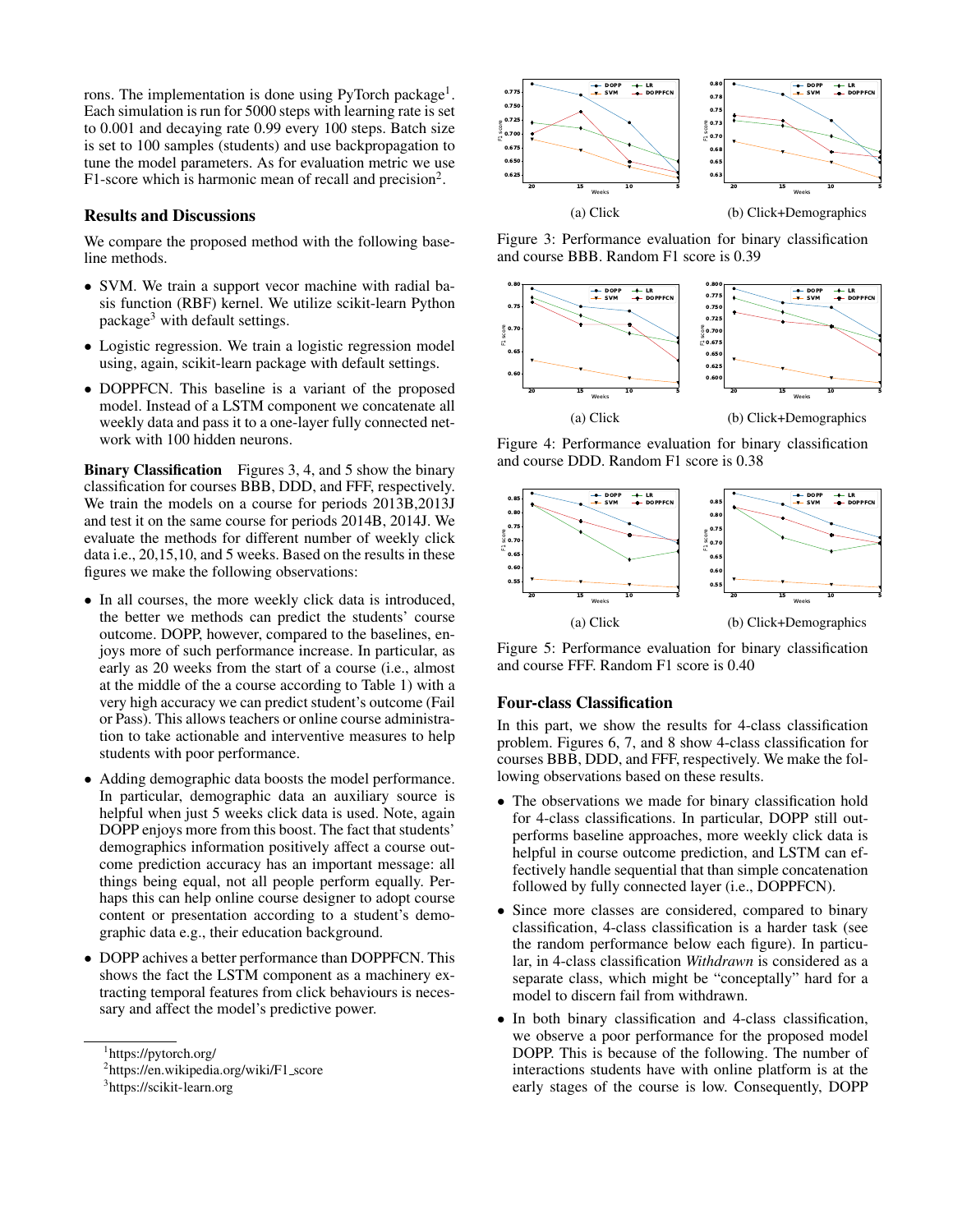rons. The implementation is done using PyTorch package[1]. Each simulation is run for 5000 steps with learning rate is set to 0.001 and decaying rate 0.99 every 100 steps. Batch size is set to 100 samples (students) and use backpropagation to tune the model parameters. As for evaluation metric we use F1-score which is harmonic mean of recall and precision[2].

## Results and Discussions

We compare the proposed method with the following baseline methods.

- SVM. We train a support vecor machine with radial basis function (RBF) kernel. We utilize scikit-learn Python package[3] with default settings.
- Logistic regression. We train a logistic regression model using, again, scikit-learn package with default settings.
- DOPPFCN. This baseline is a variant of the proposed model. Instead of a LSTM component we concatenate all weekly data and pass it to a one-layer fully connected network with 100 hidden neurons.

**Binary Classification** Figures 3, 4, and 5 show the binary classification for courses BBB, DDD, and FFF, respectively. We train the models on a course for periods 2013B,2013J and test it on the same course for periods 2014B, 2014J. We evaluate the methods for different number of weekly click data i.e., 20,15,10, and 5 weeks. Based on the results in these figures we make the following observations:

- In all courses, the more weekly click data is introduced, the better we methods can predict the students' course outcome. DOPP, however, compared to the baselines, enjoys more of such performance increase. In particular, as early as 20 weeks from the start of a course (i.e., almost at the middle of the course according to Table 1) with a very high accuracy we can predict student's outcome (Fail or Pass). This allows teachers or online course administration to take actionable and interventive measures to help students with poor performance.
- Adding demographic data boosts the model performance. In particular, demographic data an auxiliary source is helpful when just 5 weeks click data is used. Note, again DOPP enjoys more from this boost. The fact that students' demographics information positively affect a course outcome prediction accuracy has an important message: all things being equal, not all people perform equally. Perhaps this can help online course designer to adopt course content or presentation according to a student's demographic data e.g., their education background.
- DOPP achives a better performance than DOPPFCN. This shows the fact the LSTM component as a machinery extracting temporal features from click behaviours is necessary and affect the model's predictive power.

[1]https://pytorch.org/

[2]https://en.wikipedia.org/wiki/F1_score

[3]https://scikit-learn.org

(a) Click (b) Click+Demographics

Figure 3: Performance evaluation for binary classification and course BBB. Random F1 score is 0.39

(a) Click (b) Click+Demographics

Figure 4: Performance evaluation for binary classification and course DDD. Random F1 score is 0.38

(a) Click (b) Click+Demographics

Figure 5: Performance evaluation for binary classification and course FFF. Random F1 score is 0.40

## Four-class Classification

In this part, we show the results for 4-class classification problem. Figures 6, 7, and 8 show 4-class classification for courses BBB, DDD, and FFF, respectively. We make the following observations based on these results.

- The observations we made for binary classification hold for 4-class classifications. In particular, DOPP still outperforms baseline approaches, more weekly click data is helpful in course outcome prediction, and LSTM can effectively handle sequential that than simple concatenation followed by fully connected layer (i.e., DOPPFCN).
- Since more classes are considered, compared to binary classification, 4-class classification is a harder task (see the random performance below each figure). In particular, in 4-class classification *Withdrawn* is considered as a separate class, which might be "conceptally" hard for a model to discern fail from withdrawn.
- In both binary classification and 4-class classification, we observe a poor performance for the proposed model DOPP. This is because of the following. The number of interactions students have with online platform is at the early stages of the course is low. Consequently, DOPP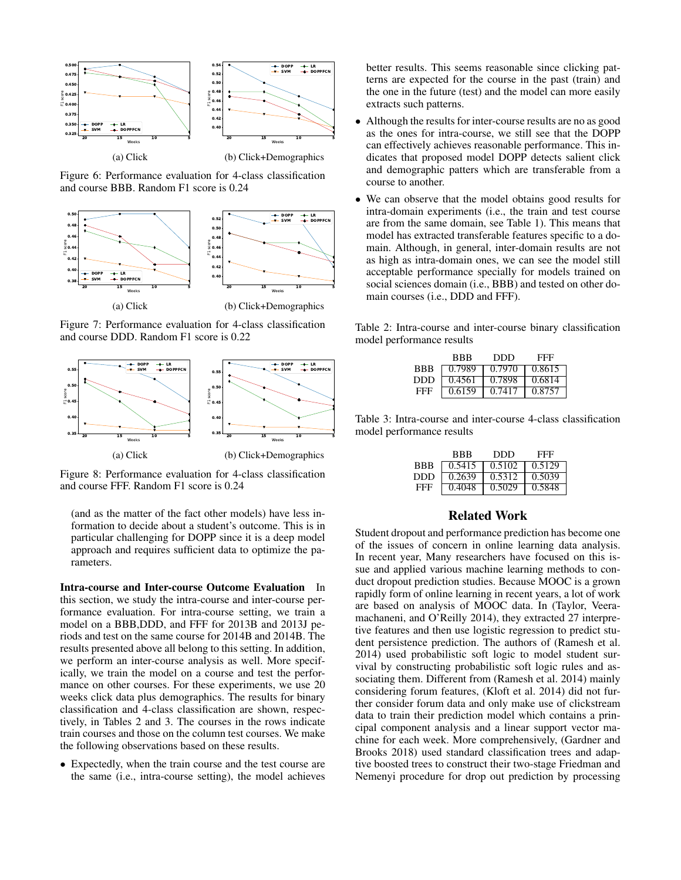(a) Click

(b) Click+Demographics

Figure 6: Performance evaluation for 4-class classification and course BBB. Random F1 score is 0.24

(a) Click

(b) Click+Demographics

Figure 7: Performance evaluation for 4-class classification and course DDD. Random F1 score is 0.22

(a) Click

(b) Click+Demographics

Figure 8: Performance evaluation for 4-class classification and course FFF. Random F1 score is 0.24

(and as the matter of the fact other models) have less information to decide about a student's outcome. This is in particular challenging for DOPP since it is a deep model approach and requires sufficient data to optimize the parameters.

**Intra-course and Inter-course Outcome Evaluation** In this section, we study the intra-course and inter-course performance evaluation. For intra-course setting, we train a model on a BBB,DDD, and FFF for 2013B and 2013J periods and test on the same course for 2014B and 2014B. The results presented above all belong to this setting. In addition, we perform an inter-course analysis as well. More specifically, we train the model on a course and test the performance on other courses. For these experiments, we use 20 weeks click data plus demographics. The results for binary classification and 4-class classification are shown, respectively, in Tables 2 and 3. The courses in the rows indicate train courses and those on the column test courses. We make the following observations based on these results.

- Expectedly, when the train course and the test course are the same (i.e., intra-course setting), the model achieves better results. This seems reasonable since clicking patterns are expected for the course in the past (train) and the one in the future (test) and the model can more easily extracts such patterns.
- Although the results for inter-course results are no as good as the ones for intra-course, we still see that the DOPP can effectively achieves reasonable performance. This indicates that proposed model DOPP detects salient click and demographic patters which are transferable from a course to another.
- We can observe that the model obtains good results for intra-domain experiments (i.e., the train and test course are from the same domain, see Table 1). This means that model has extracted transferable features specific to a domain. Although, in general, inter-domain results are not as high as intra-domain ones, we can see the model still acceptable performance specially for models trained on social sciences domain (i.e., BBB) and tested on other domain courses (i.e., DDD and FFF).

Table 2: Intra-course and inter-course binary classification model performance results

| | BBB | DDD | FFF |
|---|---|---|---|
| BBB | 0.7989 | 0.7970 | 0.8615 |
| DDD | 0.4561 | 0.7898 | 0.6814 |
| FFF | 0.6159 | 0.7417 | 0.8757 |

Table 3: Intra-course and inter-course 4-class classification model performance results

| | BBB | DDD | FFF |
|---|---|---|---|
| BBB | 0.5415 | 0.5102 | 0.5129 |
| DDD | 0.2639 | 0.5312 | 0.5039 |
| FFF | 0.4048 | 0.5029 | 0.5848 |

## Related Work

Student dropout and performance prediction has become one of the issues of concern in online learning data analysis. In recent year, Many researchers have focused on this issue and applied various machine learning methods to conduct dropout prediction studies. Because MOOC is a grown rapidly form of online learning in recent years, a lot of work are based on analysis of MOOC data. In (Taylor, Veeramachaneni, and O'Reilly 2014), they extracted 27 interpretive features and then use logistic regression to predict student persistence prediction. The authors of (Ramesh et al. 2014) used probabilistic soft logic to model student survival by constructing probabilistic soft logic rules and associating them. Different from (Ramesh et al. 2014) mainly considering forum features, (Kloft et al. 2014) did not further consider forum data and only make use of clickstream data to train their prediction model which contains a principal component analysis and a linear support vector machine for each week. More comprehensively, (Gardner and Brooks 2018) used standard classification trees and adaptive boosted trees to construct their two-stage Friedman and Nemenyi procedure for drop out prediction by processing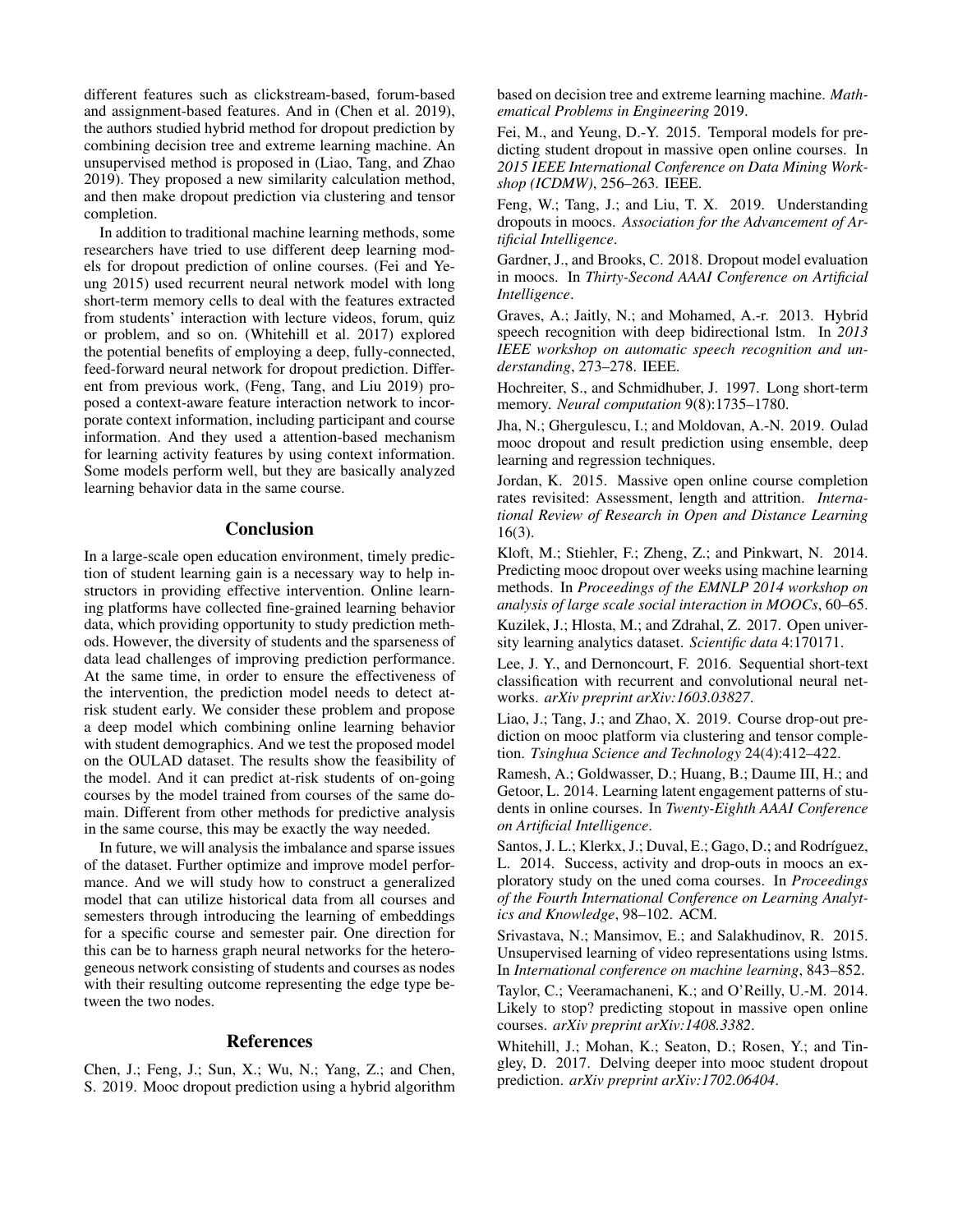different features such as clickstream-based, forum-based and assignment-based features. And in (Chen et al. 2019), the authors studied hybrid method for dropout prediction by combining decision tree and extreme learning machine. An unsupervised method is proposed in (Liao, Tang, and Zhao 2019). They proposed a new similarity calculation method, and then make dropout prediction via clustering and tensor completion.

In addition to traditional machine learning methods, some researchers have tried to use different deep learning models for dropout prediction of online courses. (Fei and Yeung 2015) used recurrent neural network model with long short-term memory cells to deal with the features extracted from students' interaction with lecture videos, forum, quiz or problem, and so on. (Whitehill et al. 2017) explored the potential benefits of employing a deep, fully-connected, feed-forward neural network for dropout prediction. Different from previous work, (Feng, Tang, and Liu 2019) proposed a context-aware feature interaction network to incorporate context information, including participant and course information. And they used a attention-based mechanism for learning activity features by using context information. Some models perform well, but they are basically analyzed learning behavior data in the same course.

## Conclusion

In a large-scale open education environment, timely prediction of student learning gain is a necessary way to help instructors in providing effective intervention. Online learning platforms have collected fine-grained learning behavior data, which providing opportunity to study prediction methods. However, the diversity of students and the sparseness of data lead challenges of improving prediction performance. At the same time, in order to ensure the effectiveness of the intervention, the prediction model needs to detect at-risk student early. We consider these problem and propose a deep model which combining online learning behavior with student demographics. And we test the proposed model on the OULAD dataset. The results show the feasibility of the model. And it can predict at-risk students of on-going courses by the model trained from courses of the same domain. Different from other methods for predictive analysis in the same course, this may be exactly the way needed.

In future, we will analysis the imbalance and sparse issues of the dataset. Further optimize and improve model performance. And we will study how to construct a generalized model that can utilize historical data from all courses and semesters through introducing the learning of embeddings for a specific course and semester pair. One direction for this can be to harness graph neural networks for the heterogeneous network consisting of students and courses as nodes with their resulting outcome representing the edge type between the two nodes.

## References

Chen, J.; Feng, J.; Sun, X.; Wu, N.; Yang, Z.; and Chen, S. 2019. Mooc dropout prediction using a hybrid algorithm based on decision tree and extreme learning machine. *Mathematical Problems in Engineering* 2019.

Fei, M., and Yeung, D.-Y. 2015. Temporal models for predicting student dropout in massive open online courses. In *2015 IEEE International Conference on Data Mining Workshop (ICDMW)*, 256–263. IEEE.

Feng, W.; Tang, J.; and Liu, T. X. 2019. Understanding dropouts in moocs. *Association for the Advancement of Artificial Intelligence*.

Gardner, J., and Brooks, C. 2018. Dropout model evaluation in moocs. In *Thirty-Second AAAI Conference on Artificial Intelligence*.

Graves, A.; Jaitly, N.; and Mohamed, A.-r. 2013. Hybrid speech recognition with deep bidirectional lstm. In *2013 IEEE workshop on automatic speech recognition and understanding*, 273–278. IEEE.

Hochreiter, S., and Schmidhuber, J. 1997. Long short-term memory. *Neural computation* 9(8):1735–1780.

Jha, N.; Ghergulescu, I.; and Moldovan, A.-N. 2019. Oulad mooc dropout and result prediction using ensemble, deep learning and regression techniques.

Jordan, K. 2015. Massive open online course completion rates revisited: Assessment, length and attrition. *International Review of Research in Open and Distance Learning* 16(3).

Kloft, M.; Stiehler, F.; Zheng, Z.; and Pinkwart, N. 2014. Predicting mooc dropout over weeks using machine learning methods. In *Proceedings of the EMNLP 2014 workshop on analysis of large scale social interaction in MOOCs*, 60–65.

Kuzilek, J.; Hlosta, M.; and Zdrahal, Z. 2017. Open university learning analytics dataset. *Scientific data* 4:170171.

Lee, J. Y., and Dernoncourt, F. 2016. Sequential short-text classification with recurrent and convolutional neural networks. *arXiv preprint arXiv:1603.03827*.

Liao, J.; Tang, J.; and Zhao, X. 2019. Course drop-out prediction on mooc platform via clustering and tensor completion. *Tsinghua Science and Technology* 24(4):412–422.

Ramesh, A.; Goldwasser, D.; Huang, B.; Daume III, H.; and Getoor, L. 2014. Learning latent engagement patterns of students in online courses. In *Twenty-Eighth AAAI Conference on Artificial Intelligence*.

Santos, J. L.; Klerkx, J.; Duval, E.; Gago, D.; and Rodríguez, L. 2014. Success, activity and drop-outs in moocs an exploratory study on the uned coma courses. In *Proceedings of the Fourth International Conference on Learning Analytics and Knowledge*, 98–102. ACM.

Srivastava, N.; Mansimov, E.; and Salakhudinov, R. 2015. Unsupervised learning of video representations using lstms. In *International conference on machine learning*, 843–852.

Taylor, C.; Veeramachaneni, K.; and O'Reilly, U.-M. 2014. Likely to stop? predicting stopout in massive open online courses. *arXiv preprint arXiv:1408.3382*.

Whitehill, J.; Mohan, K.; Seaton, D.; Rosen, Y.; and Tingley, D. 2017. Delving deeper into mooc student dropout prediction. *arXiv preprint arXiv:1702.06404*.